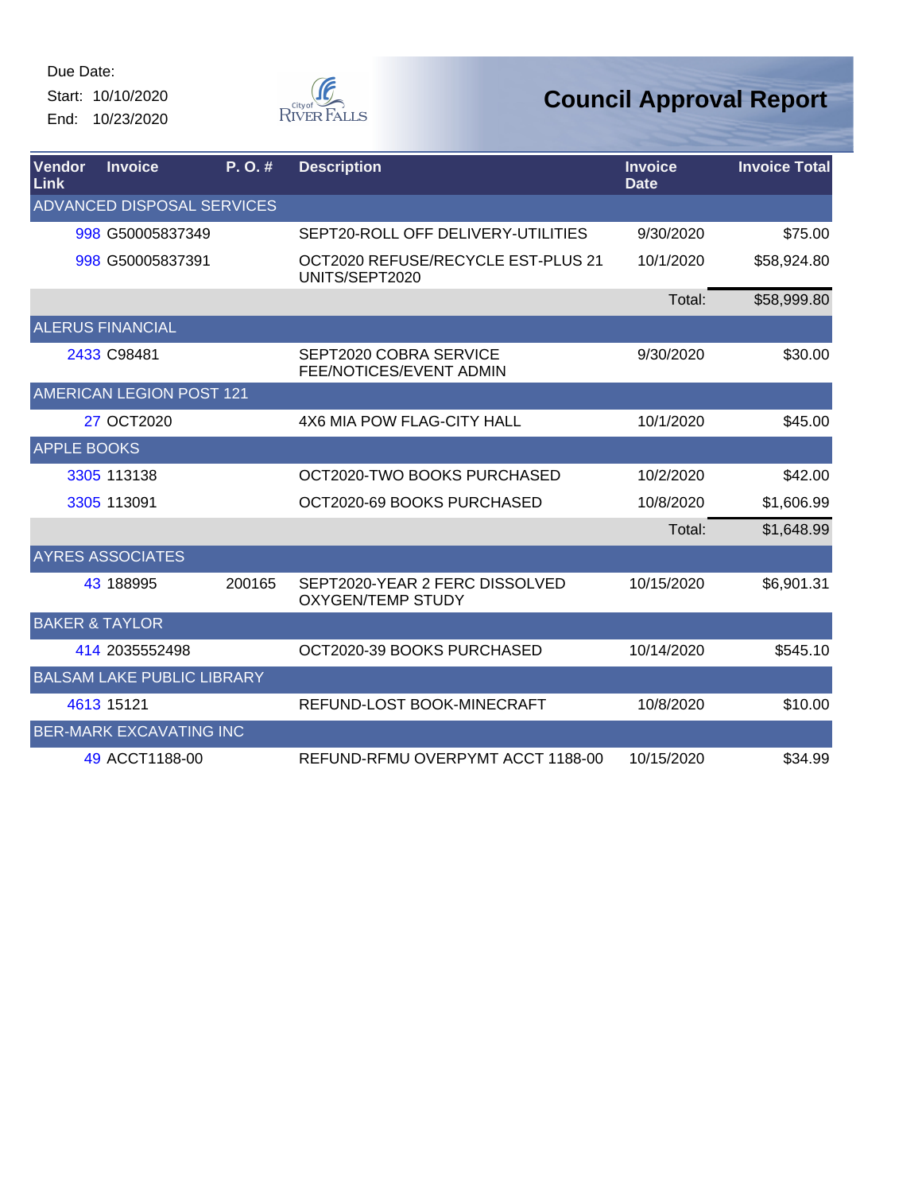Due Date:
Start: 10/10/2020
End: 10/23/2020

City of River Falls

# Council Approval Report

| Vendor Link | Invoice | P. O. # | Description | Invoice Date | Invoice Total |
|---|---|---|---|---|---|
| ADVANCED DISPOSAL SERVICES | | | | | |
| 998 | G50005837349 | | SEPT20-ROLL OFF DELIVERY-UTILITIES | 9/30/2020 | $75.00 |
| 998 | G50005837391 | | OCT2020 REFUSE/RECYCLE EST-PLUS 21 UNITS/SEPT2020 | 10/1/2020 | $58,924.80 |
| | | | | Total: | $58,999.80 |
| ALERUS FINANCIAL | | | | | |
| 2433 | C98481 | | SEPT2020 COBRA SERVICE FEE/NOTICES/EVENT ADMIN | 9/30/2020 | $30.00 |
| AMERICAN LEGION POST 121 | | | | | |
| 27 | OCT2020 | | 4X6 MIA POW FLAG-CITY HALL | 10/1/2020 | $45.00 |
| APPLE BOOKS | | | | | |
| 3305 | 113138 | | OCT2020-TWO BOOKS PURCHASED | 10/2/2020 | $42.00 |
| 3305 | 113091 | | OCT2020-69 BOOKS PURCHASED | 10/8/2020 | $1,606.99 |
| | | | | Total: | $1,648.99 |
| AYRES ASSOCIATES | | | | | |
| 43 | 188995 | 200165 | SEPT2020-YEAR 2 FERC DISSOLVED OXYGEN/TEMP STUDY | 10/15/2020 | $6,901.31 |
| BAKER & TAYLOR | | | | | |
| 414 | 2035552498 | | OCT2020-39 BOOKS PURCHASED | 10/14/2020 | $545.10 |
| BALSAM LAKE PUBLIC LIBRARY | | | | | |
| 4613 | 15121 | | REFUND-LOST BOOK-MINECRAFT | 10/8/2020 | $10.00 |
| BER-MARK EXCAVATING INC | | | | | |
| 49 | ACCT1188-00 | | REFUND-RFMU OVERPYMT ACCT 1188-00 | 10/15/2020 | $34.99 |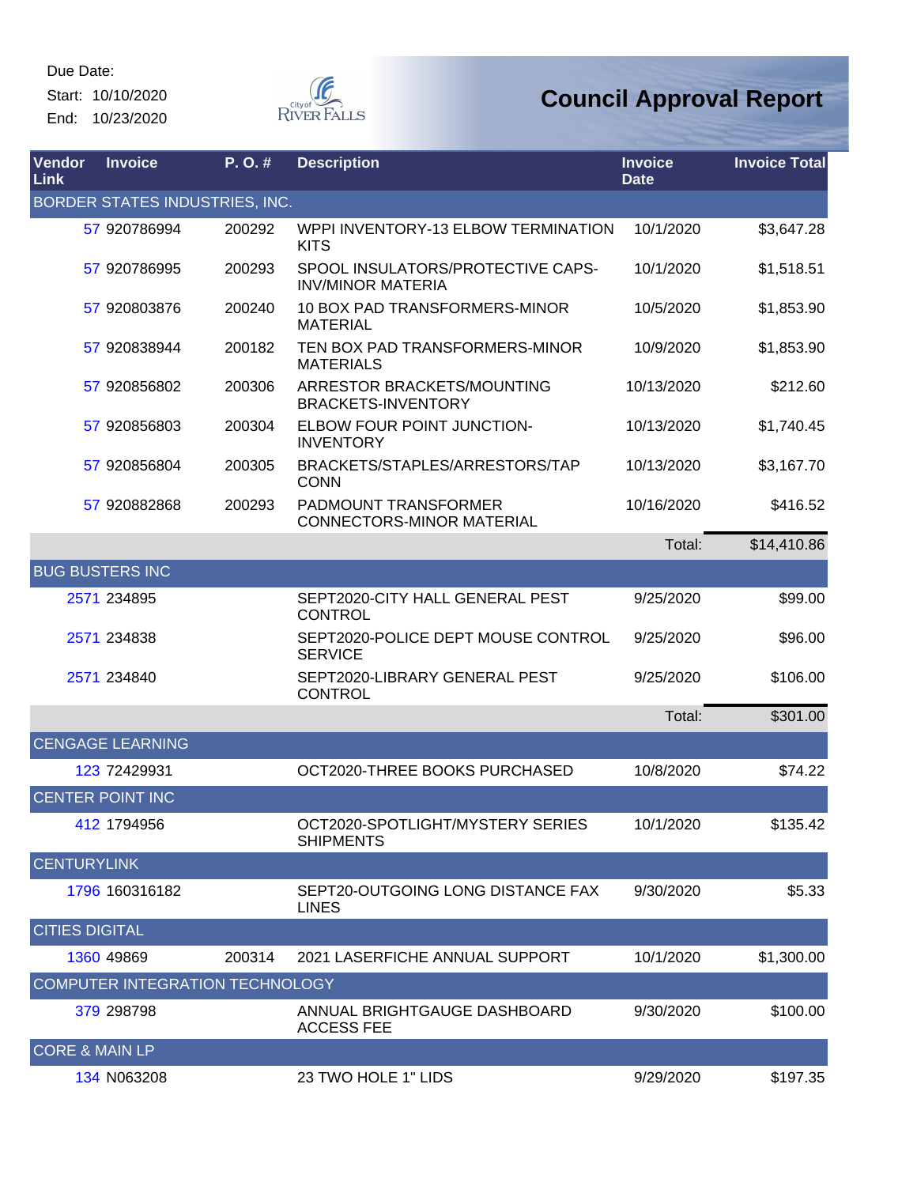Due Date:
Start: 10/10/2020
End: 10/23/2020

# Council Approval Report

| Vendor Link | Invoice | P. O. # | Description | Invoice Date | Invoice Total |
|---|---|---|---|---|---|
| BORDER STATES INDUSTRIES, INC. | | | | | |
| 57 | 920786994 | 200292 | WPPI INVENTORY-13 ELBOW TERMINATION KITS | 10/1/2020 | $3,647.28 |
| 57 | 920786995 | 200293 | SPOOL INSULATORS/PROTECTIVE CAPS-INV/MINOR MATERIA | 10/1/2020 | $1,518.51 |
| 57 | 920803876 | 200240 | 10 BOX PAD TRANSFORMERS-MINOR MATERIAL | 10/5/2020 | $1,853.90 |
| 57 | 920838944 | 200182 | TEN BOX PAD TRANSFORMERS-MINOR MATERIALS | 10/9/2020 | $1,853.90 |
| 57 | 920856802 | 200306 | ARRESTOR BRACKETS/MOUNTING BRACKETS-INVENTORY | 10/13/2020 | $212.60 |
| 57 | 920856803 | 200304 | ELBOW FOUR POINT JUNCTION-INVENTORY | 10/13/2020 | $1,740.45 |
| 57 | 920856804 | 200305 | BRACKETS/STAPLES/ARRESTORS/TAP CONN | 10/13/2020 | $3,167.70 |
| 57 | 920882868 | 200293 | PADMOUNT TRANSFORMER CONNECTORS-MINOR MATERIAL | 10/16/2020 | $416.52 |
| | | | | Total: | $14,410.86 |
| BUG BUSTERS INC | | | | | |
| 2571 | 234895 | | SEPT2020-CITY HALL GENERAL PEST CONTROL | 9/25/2020 | $99.00 |
| 2571 | 234838 | | SEPT2020-POLICE DEPT MOUSE CONTROL SERVICE | 9/25/2020 | $96.00 |
| 2571 | 234840 | | SEPT2020-LIBRARY GENERAL PEST CONTROL | 9/25/2020 | $106.00 |
| | | | | Total: | $301.00 |
| CENGAGE LEARNING | | | | | |
| 123 | 72429931 | | OCT2020-THREE BOOKS PURCHASED | 10/8/2020 | $74.22 |
| CENTER POINT INC | | | | | |
| 412 | 1794956 | | OCT2020-SPOTLIGHT/MYSTERY SERIES SHIPMENTS | 10/1/2020 | $135.42 |
| CENTURYLINK | | | | | |
| 1796 | 160316182 | | SEPT20-OUTGOING LONG DISTANCE FAX LINES | 9/30/2020 | $5.33 |
| CITIES DIGITAL | | | | | |
| 1360 | 49869 | 200314 | 2021 LASERFICHE ANNUAL SUPPORT | 10/1/2020 | $1,300.00 |
| COMPUTER INTEGRATION TECHNOLOGY | | | | | |
| 379 | 298798 | | ANNUAL BRIGHTGAUGE DASHBOARD ACCESS FEE | 9/30/2020 | $100.00 |
| CORE & MAIN LP | | | | | |
| 134 | N063208 | | 23 TWO HOLE 1" LIDS | 9/29/2020 | $197.35 |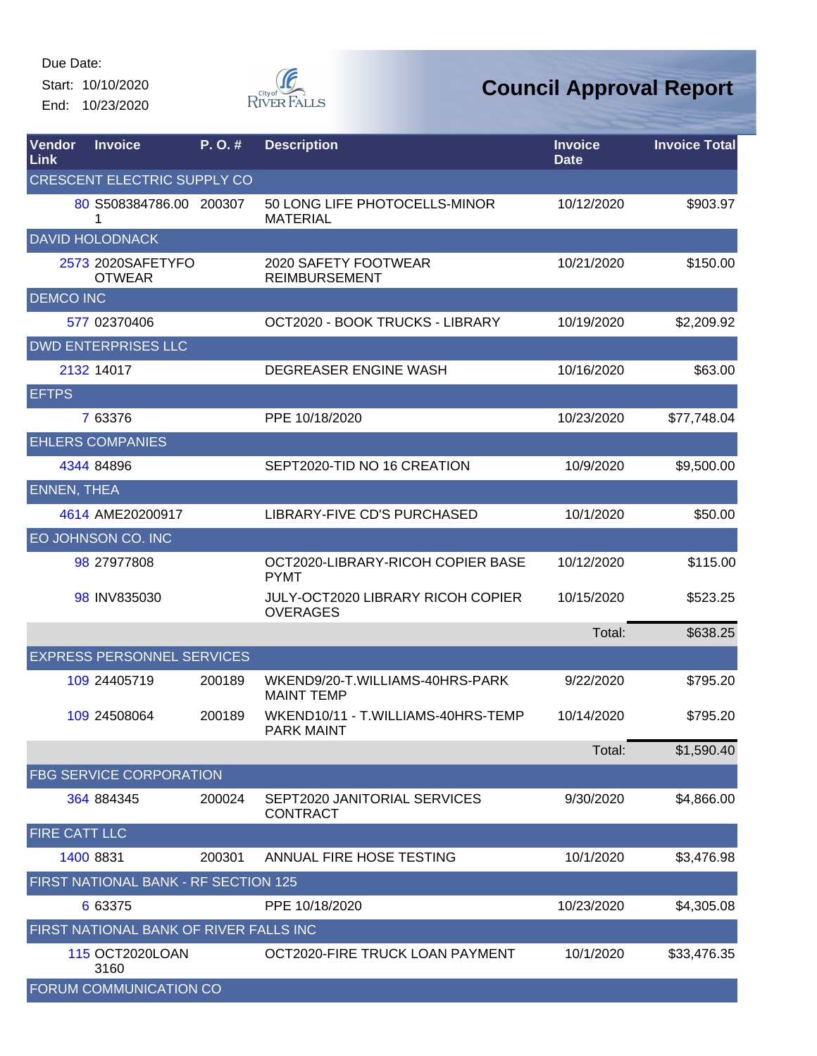Due Date:
Start: 10/10/2020
End: 10/23/2020

# Council Approval Report

| Vendor Link | Invoice | P. O. # | Description | Invoice Date | Invoice Total |
|---|---|---|---|---|---|
| CRESCENT ELECTRIC SUPPLY CO | | | | | |
| 80 | S508384786.001 | 200307 | 50 LONG LIFE PHOTOCELLS-MINOR MATERIAL | 10/12/2020 | $903.97 |
| DAVID HOLODNACK | | | | | |
| 2573 | 2020SAFETYFOOTWEAR | | 2020 SAFETY FOOTWEAR REIMBURSEMENT | 10/21/2020 | $150.00 |
| DEMCO INC | | | | | |
| 577 | 02370406 | | OCT2020 - BOOK TRUCKS - LIBRARY | 10/19/2020 | $2,209.92 |
| DWD ENTERPRISES LLC | | | | | |
| 2132 | 14017 | | DEGREASER ENGINE WASH | 10/16/2020 | $63.00 |
| EFTPS | | | | | |
| 7 | 63376 | | PPE 10/18/2020 | 10/23/2020 | $77,748.04 |
| EHLERS COMPANIES | | | | | |
| 4344 | 84896 | | SEPT2020-TID NO 16 CREATION | 10/9/2020 | $9,500.00 |
| ENNEN, THEA | | | | | |
| 4614 | AME20200917 | | LIBRARY-FIVE CD'S PURCHASED | 10/1/2020 | $50.00 |
| EO JOHNSON CO. INC | | | | | |
| 98 | 27977808 | | OCT2020-LIBRARY-RICOH COPIER BASE PYMT | 10/12/2020 | $115.00 |
| 98 | INV835030 | | JULY-OCT2020 LIBRARY RICOH COPIER OVERAGES | 10/15/2020 | $523.25 |
| | | | | Total: | $638.25 |
| EXPRESS PERSONNEL SERVICES | | | | | |
| 109 | 24405719 | 200189 | WKEND9/20-T.WILLIAMS-40HRS-PARK MAINT TEMP | 9/22/2020 | $795.20 |
| 109 | 24508064 | 200189 | WKEND10/11 - T.WILLIAMS-40HRS-TEMP PARK MAINT | 10/14/2020 | $795.20 |
| | | | | Total: | $1,590.40 |
| FBG SERVICE CORPORATION | | | | | |
| 364 | 884345 | 200024 | SEPT2020 JANITORIAL SERVICES CONTRACT | 9/30/2020 | $4,866.00 |
| FIRE CATT LLC | | | | | |
| 1400 | 8831 | 200301 | ANNUAL FIRE HOSE TESTING | 10/1/2020 | $3,476.98 |
| FIRST NATIONAL BANK - RF SECTION 125 | | | | | |
| 6 | 63375 | | PPE 10/18/2020 | 10/23/2020 | $4,305.08 |
| FIRST NATIONAL BANK OF RIVER FALLS INC | | | | | |
| 115 | OCT2020LOAN3160 | | OCT2020-FIRE TRUCK LOAN PAYMENT | 10/1/2020 | $33,476.35 |
| FORUM COMMUNICATION CO | | | | | |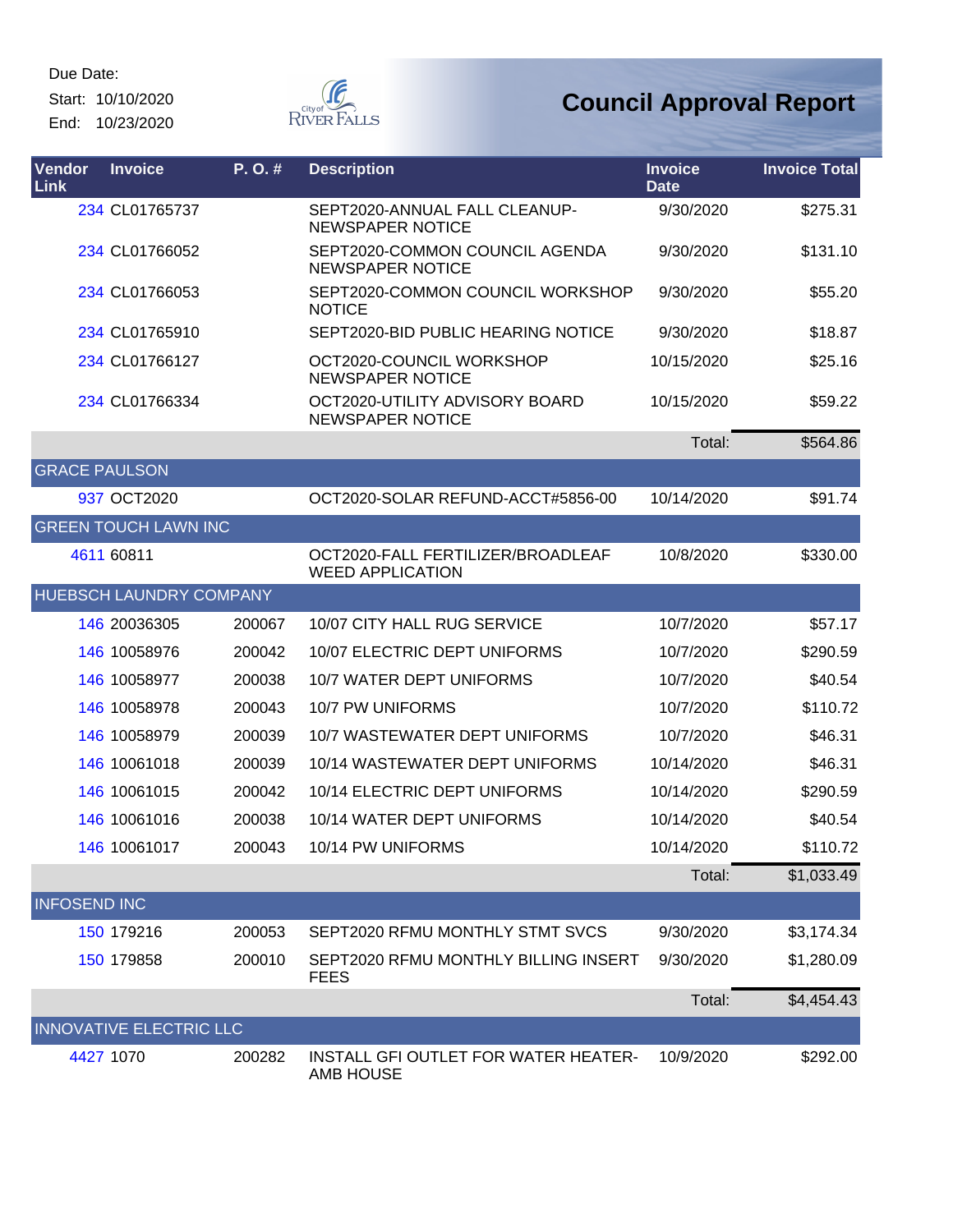Due Date:
Start: 10/10/2020
End: 10/23/2020

# Council Approval Report

| Vendor Link | Invoice | P. O. # | Description | Invoice Date | Invoice Total |
|---|---|---|---|---|---|
| 234 | CL01765737 | | SEPT2020-ANNUAL FALL CLEANUP-NEWSPAPER NOTICE | 9/30/2020 | $275.31 |
| 234 | CL01766052 | | SEPT2020-COMMON COUNCIL AGENDA NEWSPAPER NOTICE | 9/30/2020 | $131.10 |
| 234 | CL01766053 | | SEPT2020-COMMON COUNCIL WORKSHOP NOTICE | 9/30/2020 | $55.20 |
| 234 | CL01765910 | | SEPT2020-BID PUBLIC HEARING NOTICE | 9/30/2020 | $18.87 |
| 234 | CL01766127 | | OCT2020-COUNCIL WORKSHOP NEWSPAPER NOTICE | 10/15/2020 | $25.16 |
| 234 | CL01766334 | | OCT2020-UTILITY ADVISORY BOARD NEWSPAPER NOTICE | 10/15/2020 | $59.22 |
| | | | | Total: | $564.86 |
| GRACE PAULSON | | | | | |
| 937 | OCT2020 | | OCT2020-SOLAR REFUND-ACCT#5856-00 | 10/14/2020 | $91.74 |
| GREEN TOUCH LAWN INC | | | | | |
| 4611 | 60811 | | OCT2020-FALL FERTILIZER/BROADLEAF WEED APPLICATION | 10/8/2020 | $330.00 |
| HUEBSCH LAUNDRY COMPANY | | | | | |
| 146 | 20036305 | 200067 | 10/07 CITY HALL RUG SERVICE | 10/7/2020 | $57.17 |
| 146 | 10058976 | 200042 | 10/07 ELECTRIC DEPT UNIFORMS | 10/7/2020 | $290.59 |
| 146 | 10058977 | 200038 | 10/7 WATER DEPT UNIFORMS | 10/7/2020 | $40.54 |
| 146 | 10058978 | 200043 | 10/7 PW UNIFORMS | 10/7/2020 | $110.72 |
| 146 | 10058979 | 200039 | 10/7 WASTEWATER DEPT UNIFORMS | 10/7/2020 | $46.31 |
| 146 | 10061018 | 200039 | 10/14 WASTEWATER DEPT UNIFORMS | 10/14/2020 | $46.31 |
| 146 | 10061015 | 200042 | 10/14 ELECTRIC DEPT UNIFORMS | 10/14/2020 | $290.59 |
| 146 | 10061016 | 200038 | 10/14 WATER DEPT UNIFORMS | 10/14/2020 | $40.54 |
| 146 | 10061017 | 200043 | 10/14 PW UNIFORMS | 10/14/2020 | $110.72 |
| | | | | Total: | $1,033.49 |
| INFOSEND INC | | | | | |
| 150 | 179216 | 200053 | SEPT2020 RFMU MONTHLY STMT SVCS | 9/30/2020 | $3,174.34 |
| 150 | 179858 | 200010 | SEPT2020 RFMU MONTHLY BILLING INSERT FEES | 9/30/2020 | $1,280.09 |
| | | | | Total: | $4,454.43 |
| INNOVATIVE ELECTRIC LLC | | | | | |
| 4427 | 1070 | 200282 | INSTALL GFI OUTLET FOR WATER HEATER-AMB HOUSE | 10/9/2020 | $292.00 |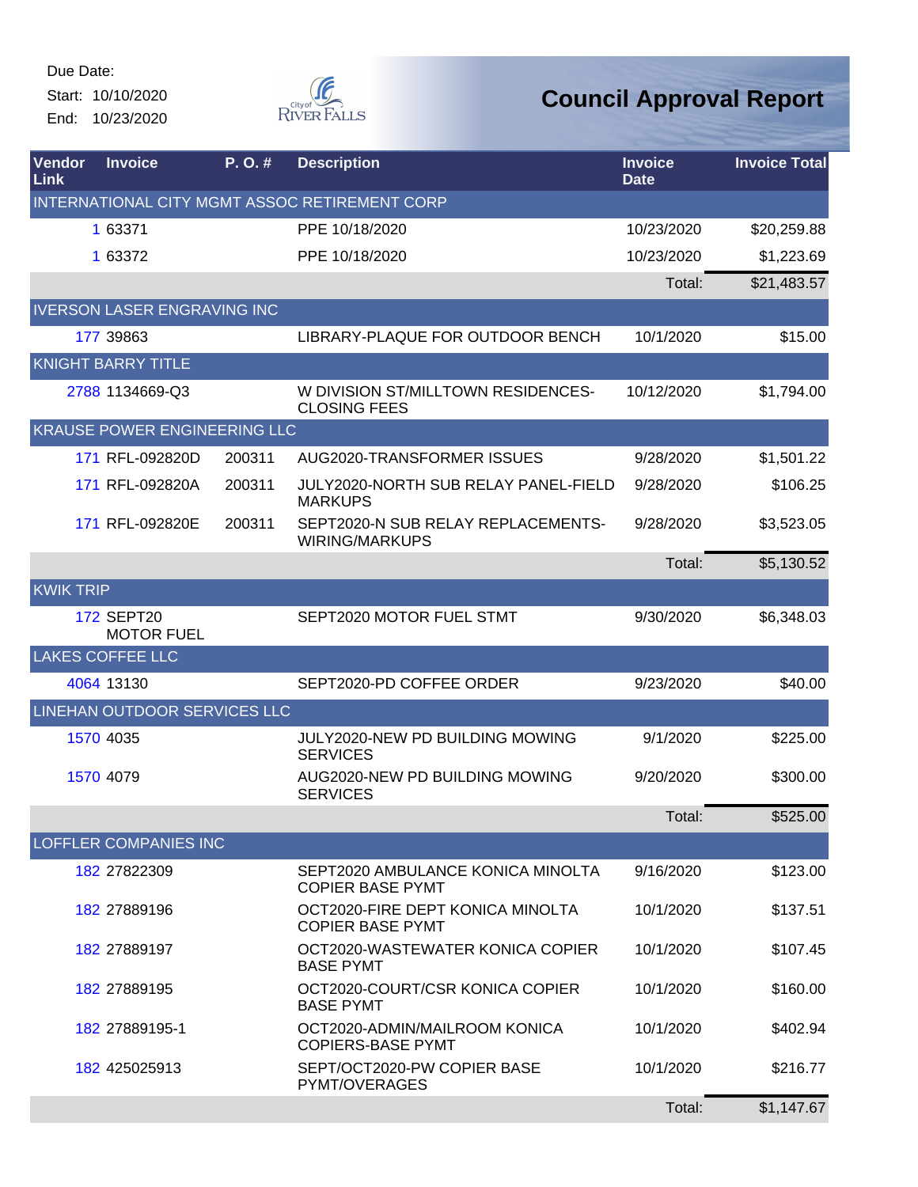Due Date:
Start: 10/10/2020
End: 10/23/2020

# Council Approval Report

| Vendor Link | Invoice | P. O. # | Description | Invoice Date | Invoice Total |
|---|---|---|---|---|---|
| INTERNATIONAL CITY MGMT ASSOC RETIREMENT CORP | | | | | |
| 1 | 63371 | | PPE 10/18/2020 | 10/23/2020 | $20,259.88 |
| 1 | 63372 | | PPE 10/18/2020 | 10/23/2020 | $1,223.69 |
| | | | | Total: | $21,483.57 |
| IVERSON LASER ENGRAVING INC | | | | | |
| 177 | 39863 | | LIBRARY-PLAQUE FOR OUTDOOR BENCH | 10/1/2020 | $15.00 |
| KNIGHT BARRY TITLE | | | | | |
| 2788 | 1134669-Q3 | | W DIVISION ST/MILLTOWN RESIDENCES-CLOSING FEES | 10/12/2020 | $1,794.00 |
| KRAUSE POWER ENGINEERING LLC | | | | | |
| 171 | RFL-092820D | 200311 | AUG2020-TRANSFORMER ISSUES | 9/28/2020 | $1,501.22 |
| 171 | RFL-092820A | 200311 | JULY2020-NORTH SUB RELAY PANEL-FIELD MARKUPS | 9/28/2020 | $106.25 |
| 171 | RFL-092820E | 200311 | SEPT2020-N SUB RELAY REPLACEMENTS-WIRING/MARKUPS | 9/28/2020 | $3,523.05 |
| | | | | Total: | $5,130.52 |
| KWIK TRIP | | | | | |
| 172 | SEPT20 MOTOR FUEL | | SEPT2020 MOTOR FUEL STMT | 9/30/2020 | $6,348.03 |
| LAKES COFFEE LLC | | | | | |
| 4064 | 13130 | | SEPT2020-PD COFFEE ORDER | 9/23/2020 | $40.00 |
| LINEHAN OUTDOOR SERVICES LLC | | | | | |
| 1570 | 4035 | | JULY2020-NEW PD BUILDING MOWING SERVICES | 9/1/2020 | $225.00 |
| 1570 | 4079 | | AUG2020-NEW PD BUILDING MOWING SERVICES | 9/20/2020 | $300.00 |
| | | | | Total: | $525.00 |
| LOFFLER COMPANIES INC | | | | | |
| 182 | 27822309 | | SEPT2020 AMBULANCE KONICA MINOLTA COPIER BASE PYMT | 9/16/2020 | $123.00 |
| 182 | 27889196 | | OCT2020-FIRE DEPT KONICA MINOLTA COPIER BASE PYMT | 10/1/2020 | $137.51 |
| 182 | 27889197 | | OCT2020-WASTEWATER KONICA COPIER BASE PYMT | 10/1/2020 | $107.45 |
| 182 | 27889195 | | OCT2020-COURT/CSR KONICA COPIER BASE PYMT | 10/1/2020 | $160.00 |
| 182 | 27889195-1 | | OCT2020-ADMIN/MAILROOM KONICA COPIERS-BASE PYMT | 10/1/2020 | $402.94 |
| 182 | 425025913 | | SEPT/OCT2020-PW COPIER BASE PYMT/OVERAGES | 10/1/2020 | $216.77 |
| | | | | Total: | $1,147.67 |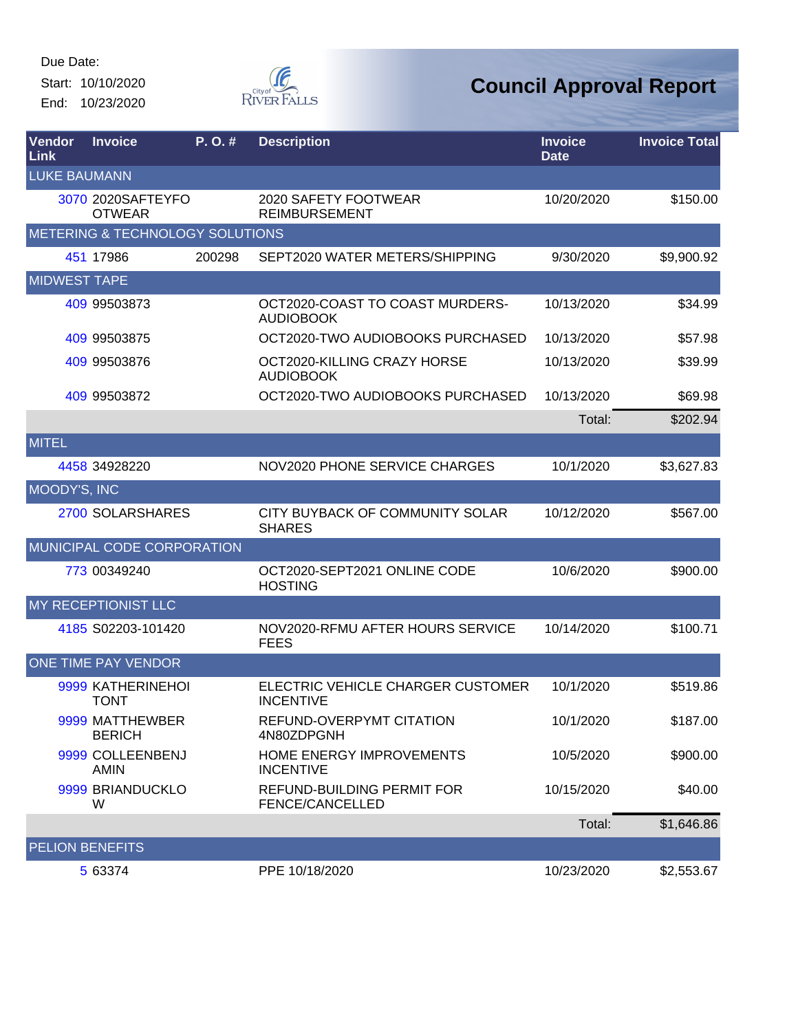Due Date:
Start: 10/10/2020
End: 10/23/2020

# Council Approval Report

| Vendor Link | Invoice | P. O. # | Description | Invoice Date | Invoice Total |
|---|---|---|---|---|---|
| LUKE BAUMANN | | | | | |
| 3070 | 2020SAFTEYFOOTWEAR | | 2020 SAFETY FOOTWEAR REIMBURSEMENT | 10/20/2020 | $150.00 |
| METERING & TECHNOLOGY SOLUTIONS | | | | | |
| 451 | 17986 | 200298 | SEPT2020 WATER METERS/SHIPPING | 9/30/2020 | $9,900.92 |
| MIDWEST TAPE | | | | | |
| 409 | 99503873 | | OCT2020-COAST TO COAST MURDERS-AUDIOBOOK | 10/13/2020 | $34.99 |
| 409 | 99503875 | | OCT2020-TWO AUDIOBOOKS PURCHASED | 10/13/2020 | $57.98 |
| 409 | 99503876 | | OCT2020-KILLING CRAZY HORSE AUDIOBOOK | 10/13/2020 | $39.99 |
| 409 | 99503872 | | OCT2020-TWO AUDIOBOOKS PURCHASED | 10/13/2020 | $69.98 |
| | | | | Total: | $202.94 |
| MITEL | | | | | |
| 4458 | 34928220 | | NOV2020 PHONE SERVICE CHARGES | 10/1/2020 | $3,627.83 |
| MOODY'S, INC | | | | | |
| 2700 | SOLARSHARES | | CITY BUYBACK OF COMMUNITY SOLAR SHARES | 10/12/2020 | $567.00 |
| MUNICIPAL CODE CORPORATION | | | | | |
| 773 | 00349240 | | OCT2020-SEPT2021 ONLINE CODE HOSTING | 10/6/2020 | $900.00 |
| MY RECEPTIONIST LLC | | | | | |
| 4185 | S02203-101420 | | NOV2020-RFMU AFTER HOURS SERVICE FEES | 10/14/2020 | $100.71 |
| ONE TIME PAY VENDOR | | | | | |
| 9999 | KATHERINEHOITONT | | ELECTRIC VEHICLE CHARGER CUSTOMER INCENTIVE | 10/1/2020 | $519.86 |
| 9999 | MATTHEWBERBERICH | | REFUND-OVERPYMT CITATION 4N80ZDPGNH | 10/1/2020 | $187.00 |
| 9999 | COLLEENBENJAMIN | | HOME ENERGY IMPROVEMENTS INCENTIVE | 10/5/2020 | $900.00 |
| 9999 | BRIANDUCKLOW | | REFUND-BUILDING PERMIT FOR FENCE/CANCELLED | 10/15/2020 | $40.00 |
| | | | | Total: | $1,646.86 |
| PELION BENEFITS | | | | | |
| 5 | 63374 | | PPE 10/18/2020 | 10/23/2020 | $2,553.67 |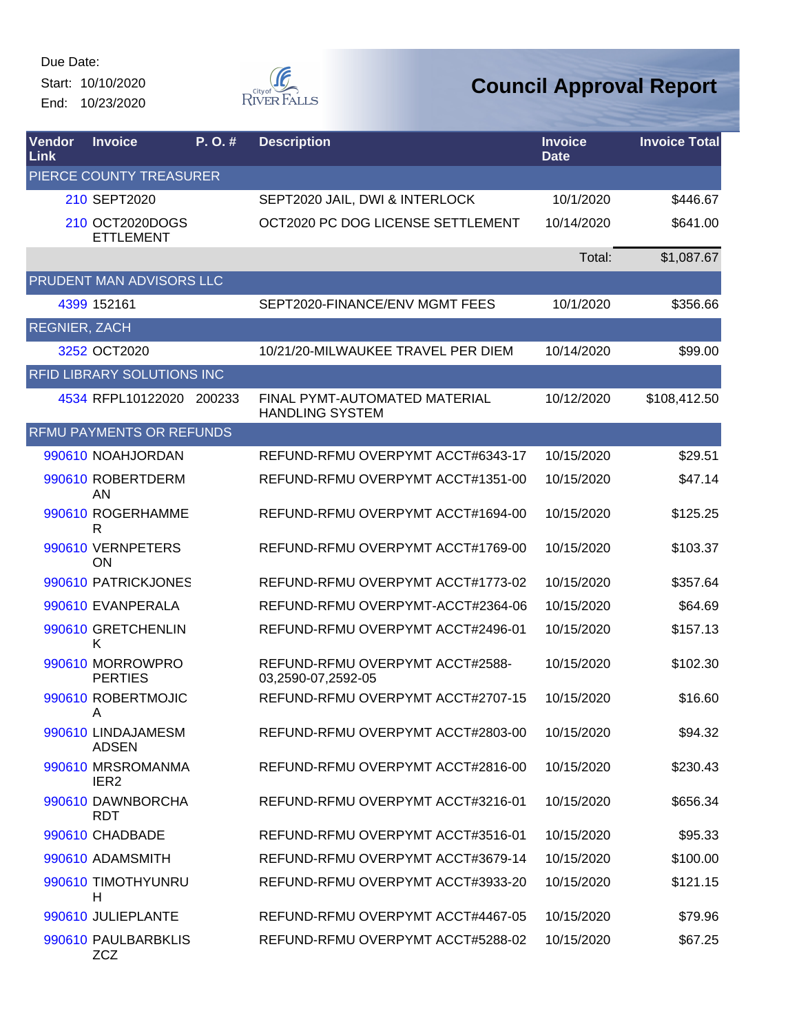Due Date:
Start: 10/10/2020
End: 10/23/2020

# Council Approval Report

| Vendor Link | Invoice | P. O. # | Description | Invoice Date | Invoice Total |
|---|---|---|---|---|---|
| PIERCE COUNTY TREASURER | | | | | |
| 210 | SEPT2020 | | SEPT2020 JAIL, DWI & INTERLOCK | 10/1/2020 | $446.67 |
| 210 | OCT2020DOGSETTLEMENT | | OCT2020 PC DOG LICENSE SETTLEMENT | 10/14/2020 | $641.00 |
| | | | | Total: | $1,087.67 |
| PRUDENT MAN ADVISORS LLC | | | | | |
| 4399 | 152161 | | SEPT2020-FINANCE/ENV MGMT FEES | 10/1/2020 | $356.66 |
| REGNIER, ZACH | | | | | |
| 3252 | OCT2020 | | 10/21/20-MILWAUKEE TRAVEL PER DIEM | 10/14/2020 | $99.00 |
| RFID LIBRARY SOLUTIONS INC | | | | | |
| 4534 | RFPL10122020 | 200233 | FINAL PYMT-AUTOMATED MATERIAL HANDLING SYSTEM | 10/12/2020 | $108,412.50 |
| RFMU PAYMENTS OR REFUNDS | | | | | |
| 990610 | NOAHJORDAN | | REFUND-RFMU OVERPYMT ACCT#6343-17 | 10/15/2020 | $29.51 |
| 990610 | ROBERTDERMAN | | REFUND-RFMU OVERPYMT ACCT#1351-00 | 10/15/2020 | $47.14 |
| 990610 | ROGERHAMMER | | REFUND-RFMU OVERPYMT ACCT#1694-00 | 10/15/2020 | $125.25 |
| 990610 | VERNPETERSON | | REFUND-RFMU OVERPYMT ACCT#1769-00 | 10/15/2020 | $103.37 |
| 990610 | PATRICKJONES | | REFUND-RFMU OVERPYMT ACCT#1773-02 | 10/15/2020 | $357.64 |
| 990610 | EVANPERALA | | REFUND-RFMU OVERPYMT-ACCT#2364-06 | 10/15/2020 | $64.69 |
| 990610 | GRETCHENLINK | | REFUND-RFMU OVERPYMT ACCT#2496-01 | 10/15/2020 | $157.13 |
| 990610 | MORROWPROPERTIES | | REFUND-RFMU OVERPYMT ACCT#2588-03,2590-07,2592-05 | 10/15/2020 | $102.30 |
| 990610 | ROBERTMOJICA | | REFUND-RFMU OVERPYMT ACCT#2707-15 | 10/15/2020 | $16.60 |
| 990610 | LINDAJAMESMADSEN | | REFUND-RFMU OVERPYMT ACCT#2803-00 | 10/15/2020 | $94.32 |
| 990610 | MRSROMANMAIER2 | | REFUND-RFMU OVERPYMT ACCT#2816-00 | 10/15/2020 | $230.43 |
| 990610 | DAWNBORCHARDT | | REFUND-RFMU OVERPYMT ACCT#3216-01 | 10/15/2020 | $656.34 |
| 990610 | CHADBADE | | REFUND-RFMU OVERPYMT ACCT#3516-01 | 10/15/2020 | $95.33 |
| 990610 | ADAMSMITH | | REFUND-RFMU OVERPYMT ACCT#3679-14 | 10/15/2020 | $100.00 |
| 990610 | TIMOTHYUNRUH | | REFUND-RFMU OVERPYMT ACCT#3933-20 | 10/15/2020 | $121.15 |
| 990610 | JULIEPLANTE | | REFUND-RFMU OVERPYMT ACCT#4467-05 | 10/15/2020 | $79.96 |
| 990610 | PAULBARBKLISZCZ | | REFUND-RFMU OVERPYMT ACCT#5288-02 | 10/15/2020 | $67.25 |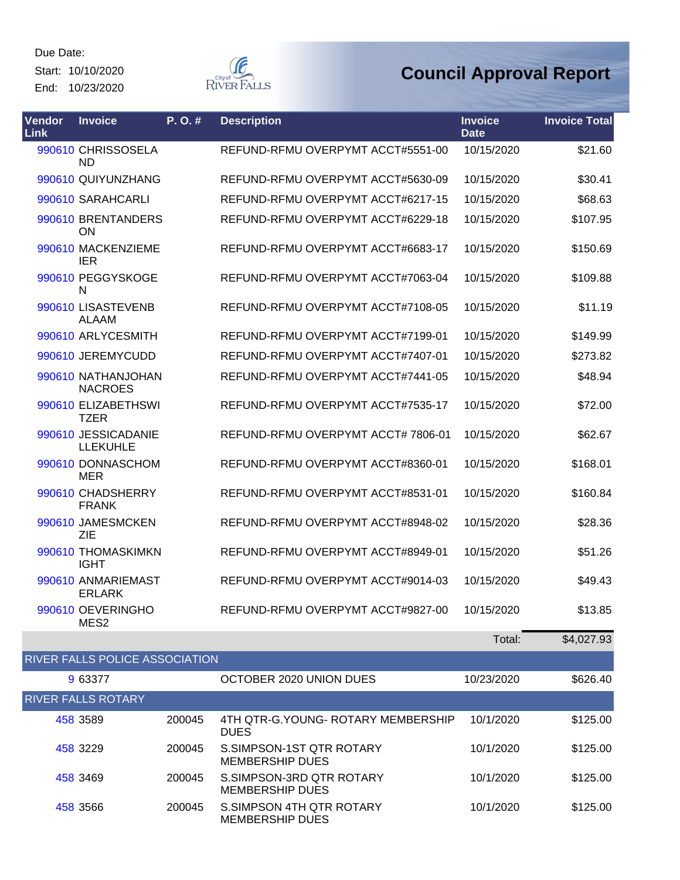Due Date:

Start: 10/10/2020

End: 10/23/2020

# Council Approval Report

| Vendor Link | Invoice | P. O. # | Description | Invoice Date | Invoice Total |
|---|---|---|---|---|---|
| 990610 | CHRISSOSELAND | | REFUND-RFMU OVERPYMT ACCT#5551-00 | 10/15/2020 | $21.60 |
| 990610 | QUIYUNZHANG | | REFUND-RFMU OVERPYMT ACCT#5630-09 | 10/15/2020 | $30.41 |
| 990610 | SARAHCARLI | | REFUND-RFMU OVERPYMT ACCT#6217-15 | 10/15/2020 | $68.63 |
| 990610 | BRENTANDERSON | | REFUND-RFMU OVERPYMT ACCT#6229-18 | 10/15/2020 | $107.95 |
| 990610 | MACKENZIEMEIER | | REFUND-RFMU OVERPYMT ACCT#6683-17 | 10/15/2020 | $150.69 |
| 990610 | PEGGYSKOGEN | | REFUND-RFMU OVERPYMT ACCT#7063-04 | 10/15/2020 | $109.88 |
| 990610 | LISASTEVENBALAAM | | REFUND-RFMU OVERPYMT ACCT#7108-05 | 10/15/2020 | $11.19 |
| 990610 | ARLYCESMITH | | REFUND-RFMU OVERPYMT ACCT#7199-01 | 10/15/2020 | $149.99 |
| 990610 | JEREMYCUDD | | REFUND-RFMU OVERPYMT ACCT#7407-01 | 10/15/2020 | $273.82 |
| 990610 | NATHANJOHANNACROES | | REFUND-RFMU OVERPYMT ACCT#7441-05 | 10/15/2020 | $48.94 |
| 990610 | ELIZABETHSWITZER | | REFUND-RFMU OVERPYMT ACCT#7535-17 | 10/15/2020 | $72.00 |
| 990610 | JESSICADANIELLEKUHLE | | REFUND-RFMU OVERPYMT ACCT# 7806-01 | 10/15/2020 | $62.67 |
| 990610 | DONNASCHOMMER | | REFUND-RFMU OVERPYMT ACCT#8360-01 | 10/15/2020 | $168.01 |
| 990610 | CHADSHERRYFRANK | | REFUND-RFMU OVERPYMT ACCT#8531-01 | 10/15/2020 | $160.84 |
| 990610 | JAMESMCKENZIE | | REFUND-RFMU OVERPYMT ACCT#8948-02 | 10/15/2020 | $28.36 |
| 990610 | THOMASKIMKNIGHT | | REFUND-RFMU OVERPYMT ACCT#8949-01 | 10/15/2020 | $51.26 |
| 990610 | ANMARIEMASTERLARK | | REFUND-RFMU OVERPYMT ACCT#9014-03 | 10/15/2020 | $49.43 |
| 990610 | OEVERINGHOMES2 | | REFUND-RFMU OVERPYMT ACCT#9827-00 | 10/15/2020 | $13.85 |
| | | | | Total: | $4,027.93 |
| **RIVER FALLS POLICE ASSOCIATION** | | | | | |
| 9 | 63377 | | OCTOBER 2020 UNION DUES | 10/23/2020 | $626.40 |
| **RIVER FALLS ROTARY** | | | | | |
| 458 | 3589 | 200045 | 4TH QTR-G.YOUNG- ROTARY MEMBERSHIP DUES | 10/1/2020 | $125.00 |
| 458 | 3229 | 200045 | S.SIMPSON-1ST QTR ROTARY MEMBERSHIP DUES | 10/1/2020 | $125.00 |
| 458 | 3469 | 200045 | S.SIMPSON-3RD QTR ROTARY MEMBERSHIP DUES | 10/1/2020 | $125.00 |
| 458 | 3566 | 200045 | S.SIMPSON 4TH QTR ROTARY MEMBERSHIP DUES | 10/1/2020 | $125.00 |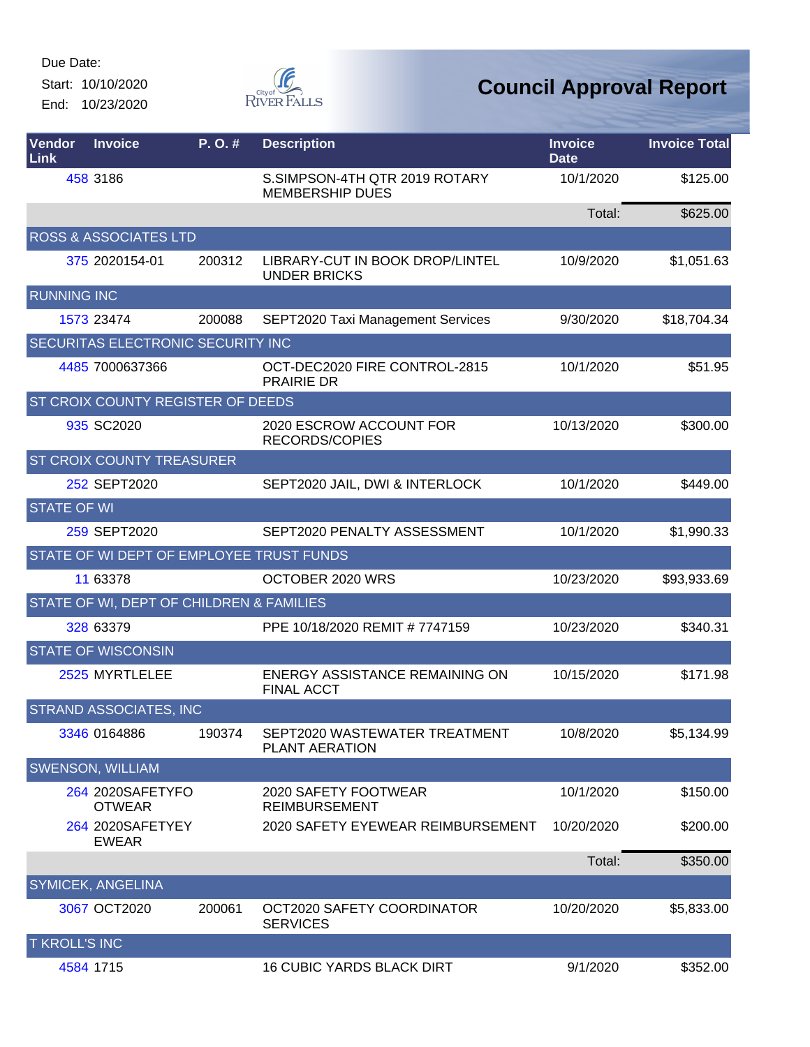Due Date:
Start: 10/10/2020
End: 10/23/2020

# Council Approval Report

| Vendor Link | Invoice | P. O. # | Description | Invoice Date | Invoice Total |
|---|---|---|---|---|---|
| 458 | 3186 | | S.SIMPSON-4TH QTR 2019 ROTARY MEMBERSHIP DUES | 10/1/2020 | $125.00 |
| | | | | Total: | $625.00 |
| ROSS & ASSOCIATES LTD | | | | | |
| 375 | 2020154-01 | 200312 | LIBRARY-CUT IN BOOK DROP/LINTEL UNDER BRICKS | 10/9/2020 | $1,051.63 |
| RUNNING INC | | | | | |
| 1573 | 23474 | 200088 | SEPT2020 Taxi Management Services | 9/30/2020 | $18,704.34 |
| SECURITAS ELECTRONIC SECURITY INC | | | | | |
| 4485 | 7000637366 | | OCT-DEC2020 FIRE CONTROL-2815 PRAIRIE DR | 10/1/2020 | $51.95 |
| ST CROIX COUNTY REGISTER OF DEEDS | | | | | |
| 935 | SC2020 | | 2020 ESCROW ACCOUNT FOR RECORDS/COPIES | 10/13/2020 | $300.00 |
| ST CROIX COUNTY TREASURER | | | | | |
| 252 | SEPT2020 | | SEPT2020 JAIL, DWI & INTERLOCK | 10/1/2020 | $449.00 |
| STATE OF WI | | | | | |
| 259 | SEPT2020 | | SEPT2020 PENALTY ASSESSMENT | 10/1/2020 | $1,990.33 |
| STATE OF WI DEPT OF EMPLOYEE TRUST FUNDS | | | | | |
| 11 | 63378 | | OCTOBER 2020 WRS | 10/23/2020 | $93,933.69 |
| STATE OF WI, DEPT OF CHILDREN & FAMILIES | | | | | |
| 328 | 63379 | | PPE 10/18/2020 REMIT # 7747159 | 10/23/2020 | $340.31 |
| STATE OF WISCONSIN | | | | | |
| 2525 | MYRTLELEE | | ENERGY ASSISTANCE REMAINING ON FINAL ACCT | 10/15/2020 | $171.98 |
| STRAND ASSOCIATES, INC | | | | | |
| 3346 | 0164886 | 190374 | SEPT2020 WASTEWATER TREATMENT PLANT AERATION | 10/8/2020 | $5,134.99 |
| SWENSON, WILLIAM | | | | | |
| 264 | 2020SAFETYFOOTWEAR | | 2020 SAFETY FOOTWEAR REIMBURSEMENT | 10/1/2020 | $150.00 |
| 264 | 2020SAFETYEYEWEAR | | 2020 SAFETY EYEWEAR REIMBURSEMENT | 10/20/2020 | $200.00 |
| | | | | Total: | $350.00 |
| SYMICEK, ANGELINA | | | | | |
| 3067 | OCT2020 | 200061 | OCT2020 SAFETY COORDINATOR SERVICES | 10/20/2020 | $5,833.00 |
| T KROLL'S INC | | | | | |
| 4584 | 1715 | | 16 CUBIC YARDS BLACK DIRT | 9/1/2020 | $352.00 |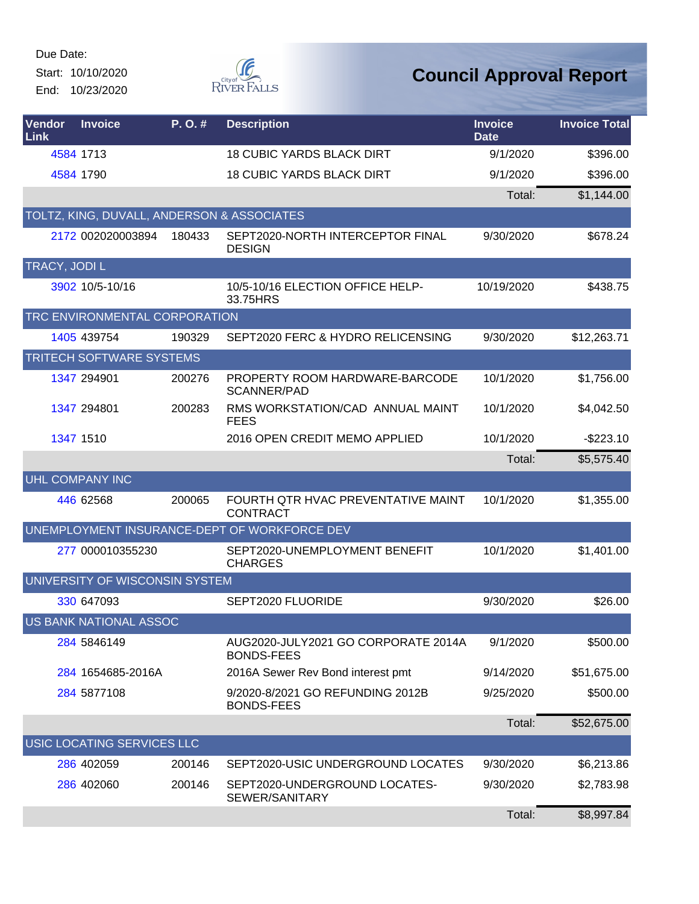Due Date:
Start: 10/10/2020
End: 10/23/2020

# Council Approval Report

| Vendor Link | Invoice | P. O. # | Description | Invoice Date | Invoice Total |
|---|---|---|---|---|---|
| 4584 | 1713 | | 18 CUBIC YARDS BLACK DIRT | 9/1/2020 | $396.00 |
| 4584 | 1790 | | 18 CUBIC YARDS BLACK DIRT | 9/1/2020 | $396.00 |
| | | | | Total: | $1,144.00 |
| TOLTZ, KING, DUVALL, ANDERSON & ASSOCIATES | | | | | |
| 2172 | 002020003894 | 180433 | SEPT2020-NORTH INTERCEPTOR FINAL DESIGN | 9/30/2020 | $678.24 |
| TRACY, JODI L | | | | | |
| 3902 | 10/5-10/16 | | 10/5-10/16 ELECTION OFFICE HELP-33.75HRS | 10/19/2020 | $438.75 |
| TRC ENVIRONMENTAL CORPORATION | | | | | |
| 1405 | 439754 | 190329 | SEPT2020 FERC & HYDRO RELICENSING | 9/30/2020 | $12,263.71 |
| TRITECH SOFTWARE SYSTEMS | | | | | |
| 1347 | 294901 | 200276 | PROPERTY ROOM HARDWARE-BARCODE SCANNER/PAD | 10/1/2020 | $1,756.00 |
| 1347 | 294801 | 200283 | RMS WORKSTATION/CAD ANNUAL MAINT FEES | 10/1/2020 | $4,042.50 |
| 1347 | 1510 | | 2016 OPEN CREDIT MEMO APPLIED | 10/1/2020 | -$223.10 |
| | | | | Total: | $5,575.40 |
| UHL COMPANY INC | | | | | |
| 446 | 62568 | 200065 | FOURTH QTR HVAC PREVENTATIVE MAINT CONTRACT | 10/1/2020 | $1,355.00 |
| UNEMPLOYMENT INSURANCE-DEPT OF WORKFORCE DEV | | | | | |
| 277 | 000010355230 | | SEPT2020-UNEMPLOYMENT BENEFIT CHARGES | 10/1/2020 | $1,401.00 |
| UNIVERSITY OF WISCONSIN SYSTEM | | | | | |
| 330 | 647093 | | SEPT2020 FLUORIDE | 9/30/2020 | $26.00 |
| US BANK NATIONAL ASSOC | | | | | |
| 284 | 5846149 | | AUG2020-JULY2021 GO CORPORATE 2014A BONDS-FEES | 9/1/2020 | $500.00 |
| 284 | 1654685-2016A | | 2016A Sewer Rev Bond interest pmt | 9/14/2020 | $51,675.00 |
| 284 | 5877108 | | 9/2020-8/2021 GO REFUNDING 2012B BONDS-FEES | 9/25/2020 | $500.00 |
| | | | | Total: | $52,675.00 |
| USIC LOCATING SERVICES LLC | | | | | |
| 286 | 402059 | 200146 | SEPT2020-USIC UNDERGROUND LOCATES | 9/30/2020 | $6,213.86 |
| 286 | 402060 | 200146 | SEPT2020-UNDERGROUND LOCATES-SEWER/SANITARY | 9/30/2020 | $2,783.98 |
| | | | | Total: | $8,997.84 |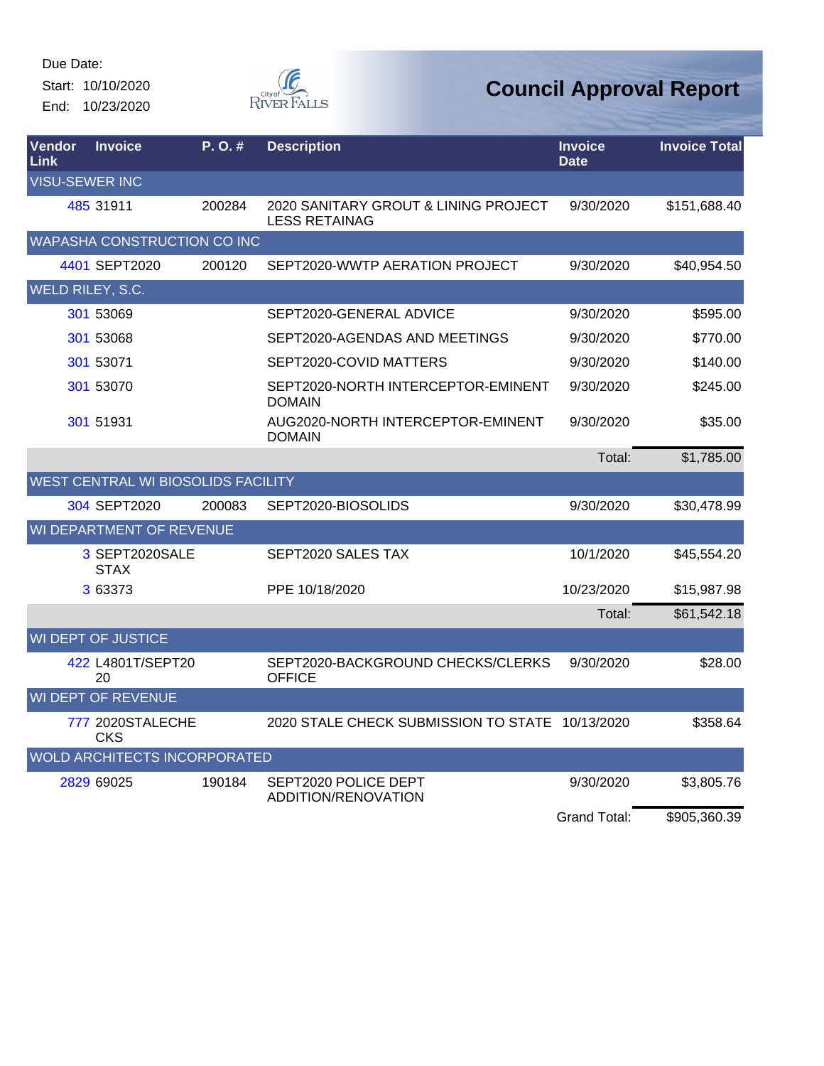Due Date:

Start: 10/10/2020

End: 10/23/2020

City of River Falls

# Council Approval Report

| Vendor Link | Invoice | P. O. # | Description | Invoice Date | Invoice Total |
|---|---|---|---|---|---|
| VISU-SEWER INC | | | | | |
| 485 | 31911 | 200284 | 2020 SANITARY GROUT & LINING PROJECT LESS RETAINAG | 9/30/2020 | $151,688.40 |
| WAPASHA CONSTRUCTION CO INC | | | | | |
| 4401 | SEPT2020 | 200120 | SEPT2020-WWTP AERATION PROJECT | 9/30/2020 | $40,954.50 |
| WELD RILEY, S.C. | | | | | |
| 301 | 53069 | | SEPT2020-GENERAL ADVICE | 9/30/2020 | $595.00 |
| 301 | 53068 | | SEPT2020-AGENDAS AND MEETINGS | 9/30/2020 | $770.00 |
| 301 | 53071 | | SEPT2020-COVID MATTERS | 9/30/2020 | $140.00 |
| 301 | 53070 | | SEPT2020-NORTH INTERCEPTOR-EMINENT DOMAIN | 9/30/2020 | $245.00 |
| 301 | 51931 | | AUG2020-NORTH INTERCEPTOR-EMINENT DOMAIN | 9/30/2020 | $35.00 |
| | | | | Total: | $1,785.00 |
| WEST CENTRAL WI BIOSOLIDS FACILITY | | | | | |
| 304 | SEPT2020 | 200083 | SEPT2020-BIOSOLIDS | 9/30/2020 | $30,478.99 |
| WI DEPARTMENT OF REVENUE | | | | | |
| 3 | SEPT2020SALESTAX | | SEPT2020 SALES TAX | 10/1/2020 | $45,554.20 |
| 3 | 63373 | | PPE 10/18/2020 | 10/23/2020 | $15,987.98 |
| | | | | Total: | $61,542.18 |
| WI DEPT OF JUSTICE | | | | | |
| 422 | L4801T/SEPT2020 | | SEPT2020-BACKGROUND CHECKS/CLERKS OFFICE | 9/30/2020 | $28.00 |
| WI DEPT OF REVENUE | | | | | |
| 777 | 2020STALECHECKS | | 2020 STALE CHECK SUBMISSION TO STATE | 10/13/2020 | $358.64 |
| WOLD ARCHITECTS INCORPORATED | | | | | |
| 2829 | 69025 | 190184 | SEPT2020 POLICE DEPT ADDITION/RENOVATION | 9/30/2020 | $3,805.76 |
| | | | | Grand Total: | $905,360.39 |